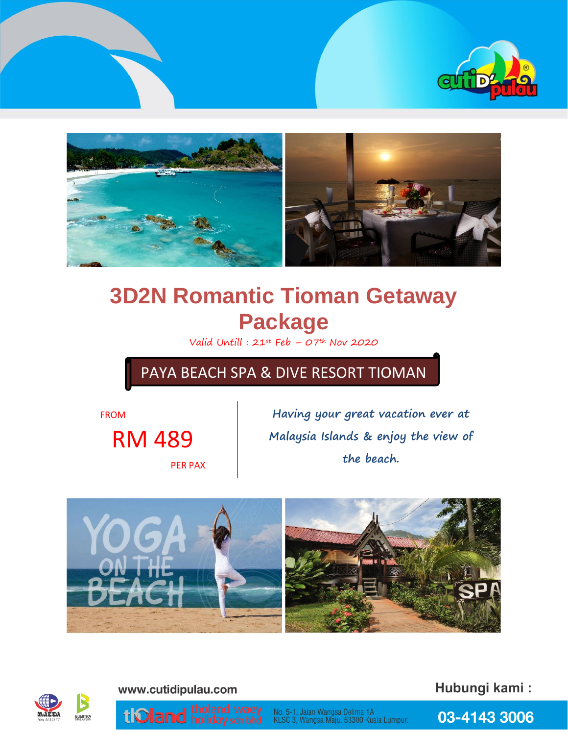# 3D2N Romantic Tioman Getaway Package

*Valid Untill : 21st Feb – 07th Nov 2020*

## PAYA BEACH SPA & DIVE RESORT TIOMAN

FROM

RM 489

PER PAX

*Having your great vacation ever at Malaysia Islands & enjoy the view of the beach.*

YOGA ON THE BEACH

SPA

www.cutidipulau.com

Hubungi kami :

tholand waey holiday sdn bhd

No. 5-1, Jalan Wangsa Delima 1A
KLSC 3, Wangsa Maju, 53300 Kuala Lumpur.

03-4143 3006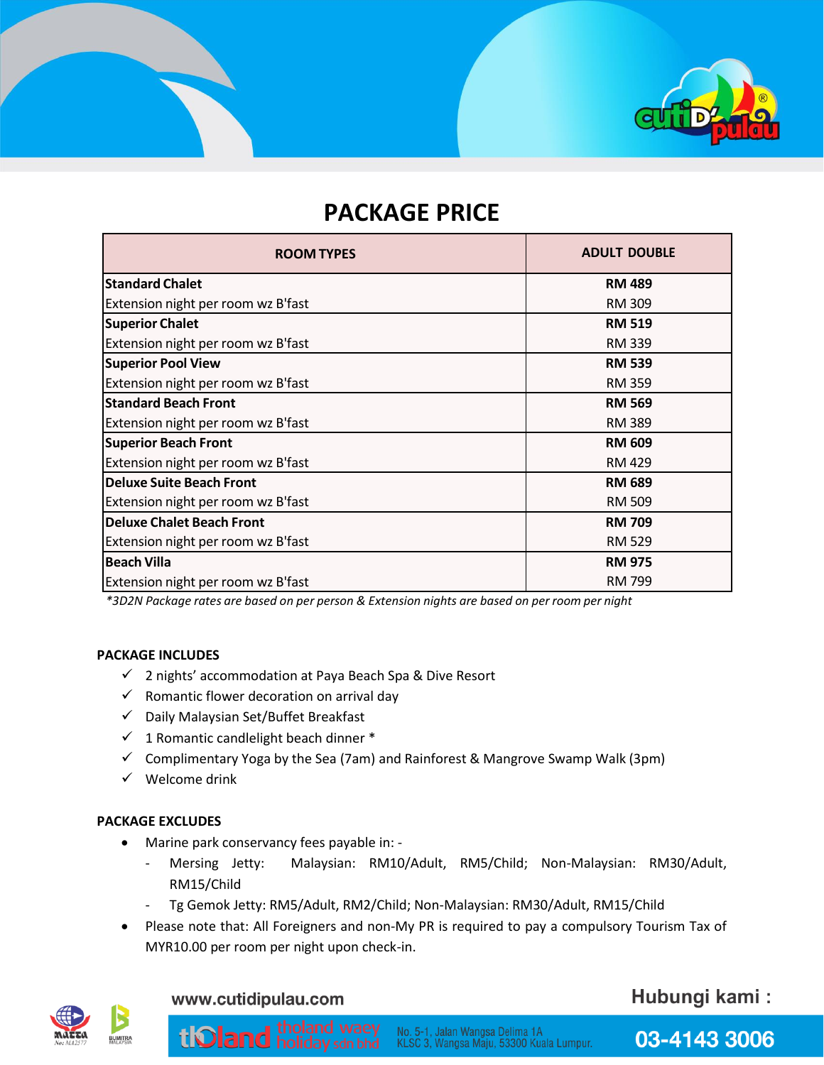# PACKAGE PRICE

| ROOM TYPES | ADULT DOUBLE |
|---|---|
| **Standard Chalet** | **RM 489** |
| Extension night per room wz B'fast | RM 309 |
| **Superior Chalet** | **RM 519** |
| Extension night per room wz B'fast | RM 339 |
| **Superior Pool View** | **RM 539** |
| Extension night per room wz B'fast | RM 359 |
| **Standard Beach Front** | **RM 569** |
| Extension night per room wz B'fast | RM 389 |
| **Superior Beach Front** | **RM 609** |
| Extension night per room wz B'fast | RM 429 |
| **Deluxe Suite Beach Front** | **RM 689** |
| Extension night per room wz B'fast | RM 509 |
| **Deluxe Chalet Beach Front** | **RM 709** |
| Extension night per room wz B'fast | RM 529 |
| **Beach Villa** | **RM 975** |
| Extension night per room wz B'fast | RM 799 |

*\*3D2N Package rates are based on per person & Extension nights are based on per room per night*

**PACKAGE INCLUDES**

- ✓ 2 nights' accommodation at Paya Beach Spa & Dive Resort
- ✓ Romantic flower decoration on arrival day
- ✓ Daily Malaysian Set/Buffet Breakfast
- ✓ 1 Romantic candlelight beach dinner *
- ✓ Complimentary Yoga by the Sea (7am) and Rainforest & Mangrove Swamp Walk (3pm)
- ✓ Welcome drink

**PACKAGE EXCLUDES**

- Marine park conservancy fees payable in: -
  - Mersing Jetty: Malaysian: RM10/Adult, RM5/Child; Non-Malaysian: RM30/Adult, RM15/Child
  - Tg Gemok Jetty: RM5/Adult, RM2/Child; Non-Malaysian: RM30/Adult, RM15/Child
- Please note that: All Foreigners and non-My PR is required to pay a compulsory Tourism Tax of MYR10.00 per room per night upon check-in.

www.cutidipulau.com

Hubungi kami :

tholand waey holiday sdn bhd

No. 5-1, Jalan Wangsa Delima 1A
KLSC 3, Wangsa Maju, 53300 Kuala Lumpur.

03-4143 3006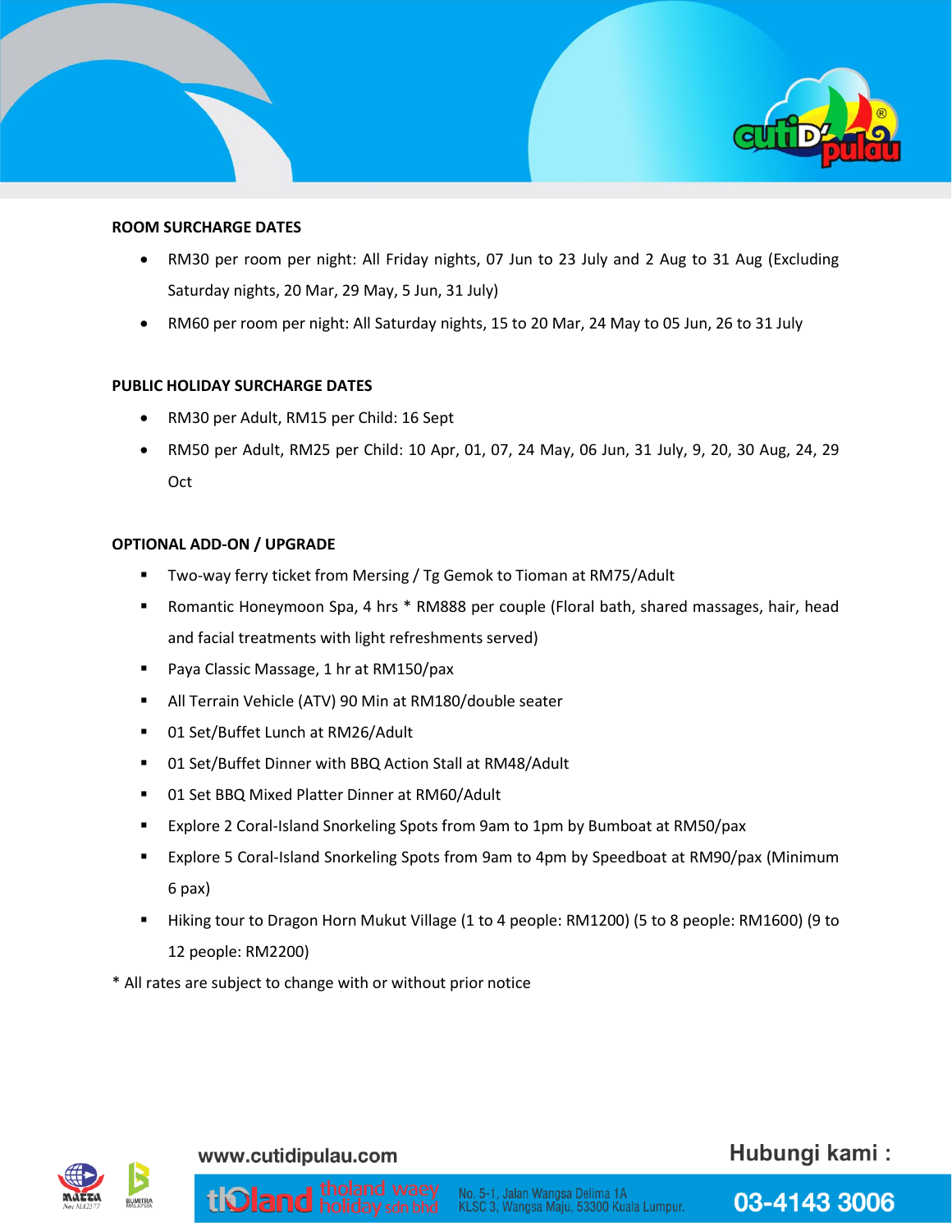**ROOM SURCHARGE DATES**

- RM30 per room per night: All Friday nights, 07 Jun to 23 July and 2 Aug to 31 Aug (Excluding Saturday nights, 20 Mar, 29 May, 5 Jun, 31 July)
- RM60 per room per night: All Saturday nights, 15 to 20 Mar, 24 May to 05 Jun, 26 to 31 July

**PUBLIC HOLIDAY SURCHARGE DATES**

- RM30 per Adult, RM15 per Child: 16 Sept
- RM50 per Adult, RM25 per Child: 10 Apr, 01, 07, 24 May, 06 Jun, 31 July, 9, 20, 30 Aug, 24, 29 Oct

**OPTIONAL ADD-ON / UPGRADE**

- Two-way ferry ticket from Mersing / Tg Gemok to Tioman at RM75/Adult
- Romantic Honeymoon Spa, 4 hrs * RM888 per couple (Floral bath, shared massages, hair, head and facial treatments with light refreshments served)
- Paya Classic Massage, 1 hr at RM150/pax
- All Terrain Vehicle (ATV) 90 Min at RM180/double seater
- 01 Set/Buffet Lunch at RM26/Adult
- 01 Set/Buffet Dinner with BBQ Action Stall at RM48/Adult
- 01 Set BBQ Mixed Platter Dinner at RM60/Adult
- Explore 2 Coral-Island Snorkeling Spots from 9am to 1pm by Bumboat at RM50/pax
- Explore 5 Coral-Island Snorkeling Spots from 9am to 4pm by Speedboat at RM90/pax (Minimum 6 pax)
- Hiking tour to Dragon Horn Mukut Village (1 to 4 people: RM1200) (5 to 8 people: RM1600) (9 to 12 people: RM2200)

* All rates are subject to change with or without prior notice

www.cutidipulau.com

Hubungi kami :

tholand waey holiday sdn bhd

No. 5-1, Jalan Wangsa Delima 1A
KLSC 3, Wangsa Maju, 53300 Kuala Lumpur.

03-4143 3006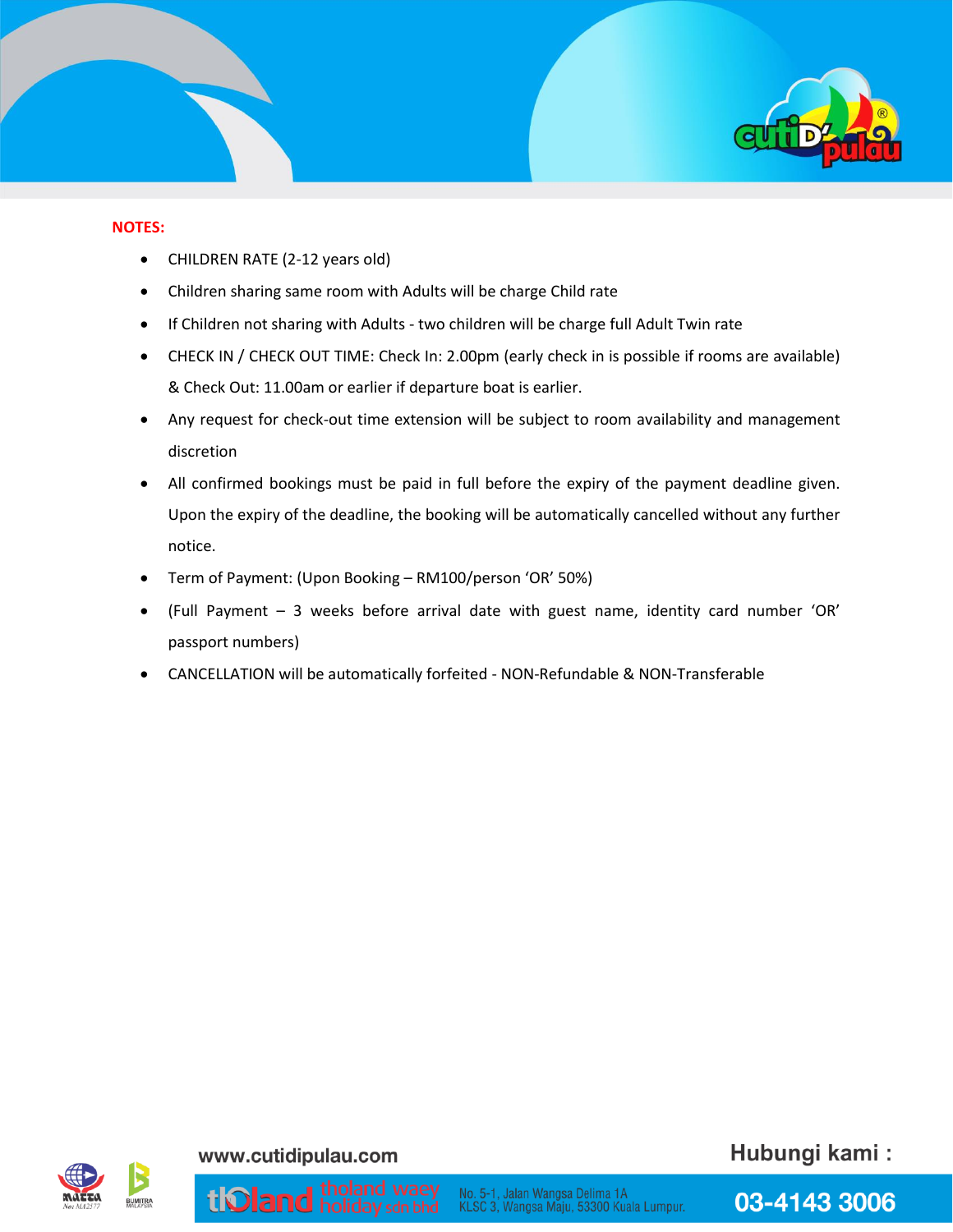**NOTES:**

- CHILDREN RATE (2-12 years old)
- Children sharing same room with Adults will be charge Child rate
- If Children not sharing with Adults - two children will be charge full Adult Twin rate
- CHECK IN / CHECK OUT TIME: Check In: 2.00pm (early check in is possible if rooms are available) & Check Out: 11.00am or earlier if departure boat is earlier.
- Any request for check-out time extension will be subject to room availability and management discretion
- All confirmed bookings must be paid in full before the expiry of the payment deadline given. Upon the expiry of the deadline, the booking will be automatically cancelled without any further notice.
- Term of Payment: (Upon Booking – RM100/person 'OR' 50%)
- (Full Payment – 3 weeks before arrival date with guest name, identity card number 'OR' passport numbers)
- CANCELLATION will be automatically forfeited - NON-Refundable & NON-Transferable

www.cutidipulau.com

Hubungi kami :

tholand waey holiday sdn bhd

No. 5-1, Jalan Wangsa Delima 1A
KLSC 3, Wangsa Maju, 53300 Kuala Lumpur.

03-4143 3006